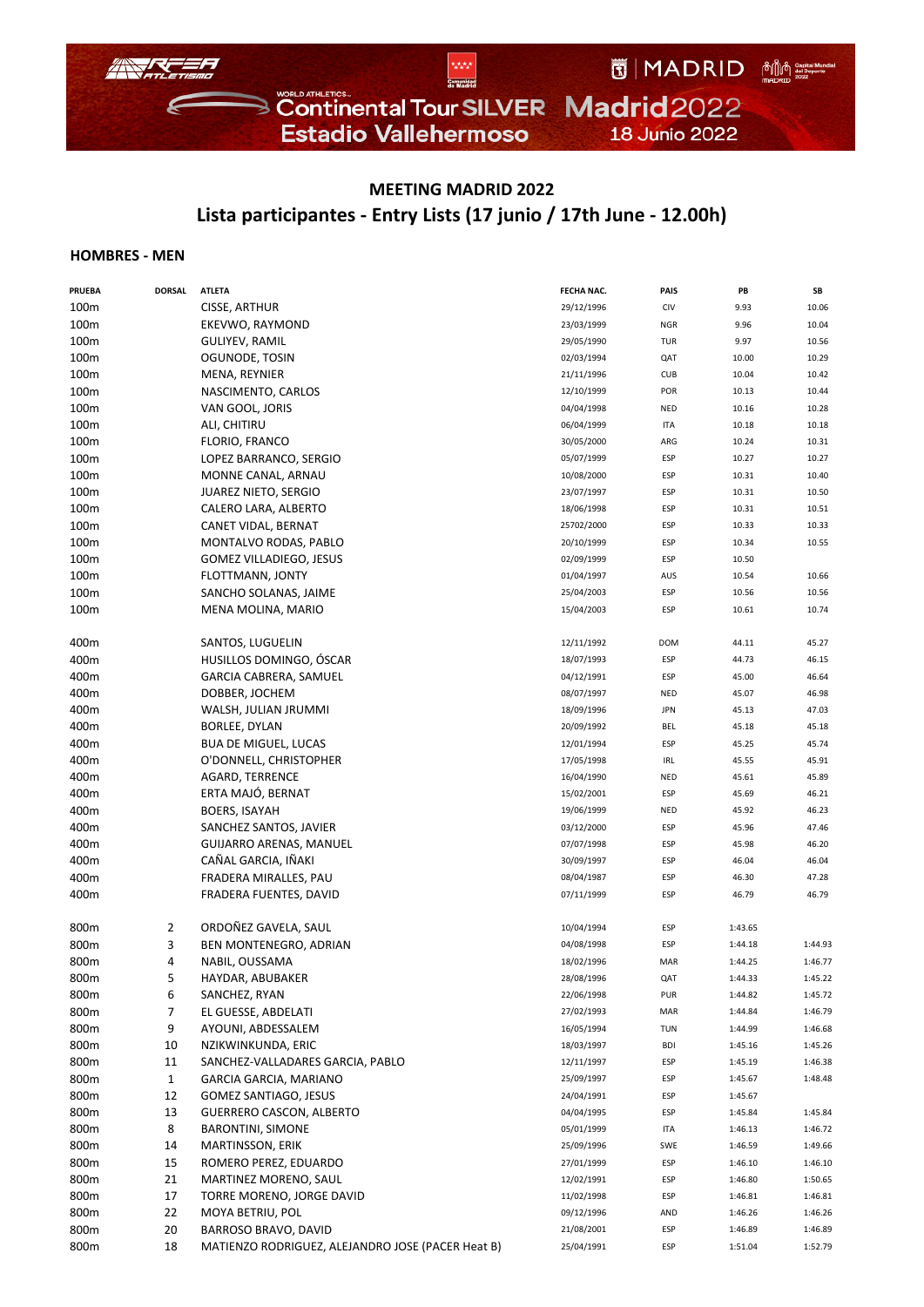# MEETING MADRID 2022

## Lista participantes - Entry Lists (17 junio / 17th June - 12.00h)

### HOMBRES - MEN

| PRUEBA | DORSAL | ATLETA | FECHA NAC. | PAIS | PB | SB |
|---|---|---|---|---|---|---|
| 100m | | CISSE, ARTHUR | 29/12/1996 | CIV | 9.93 | 10.06 |
| 100m | | EKEVWO, RAYMOND | 23/03/1999 | NGR | 9.96 | 10.04 |
| 100m | | GULIYEV, RAMIL | 29/05/1990 | TUR | 9.97 | 10.56 |
| 100m | | OGUNODE, TOSIN | 02/03/1994 | QAT | 10.00 | 10.29 |
| 100m | | MENA, REYNIER | 21/11/1996 | CUB | 10.04 | 10.42 |
| 100m | | NASCIMENTO, CARLOS | 12/10/1999 | POR | 10.13 | 10.44 |
| 100m | | VAN GOOL, JORIS | 04/04/1998 | NED | 10.16 | 10.28 |
| 100m | | ALI, CHITIRU | 06/04/1999 | ITA | 10.18 | 10.18 |
| 100m | | FLORIO, FRANCO | 30/05/2000 | ARG | 10.24 | 10.31 |
| 100m | | LOPEZ BARRANCO, SERGIO | 05/07/1999 | ESP | 10.27 | 10.27 |
| 100m | | MONNE CANAL, ARNAU | 10/08/2000 | ESP | 10.31 | 10.40 |
| 100m | | JUAREZ NIETO, SERGIO | 23/07/1997 | ESP | 10.31 | 10.50 |
| 100m | | CALERO LARA, ALBERTO | 18/06/1998 | ESP | 10.31 | 10.51 |
| 100m | | CANET VIDAL, BERNAT | 25702/2000 | ESP | 10.33 | 10.33 |
| 100m | | MONTALVO RODAS, PABLO | 20/10/1999 | ESP | 10.34 | 10.55 |
| 100m | | GOMEZ VILLADIEGO, JESUS | 02/09/1999 | ESP | 10.50 | |
| 100m | | FLOTTMANN, JONTY | 01/04/1997 | AUS | 10.54 | 10.66 |
| 100m | | SANCHO SOLANAS, JAIME | 25/04/2003 | ESP | 10.56 | 10.56 |
| 100m | | MENA MOLINA, MARIO | 15/04/2003 | ESP | 10.61 | 10.74 |
| | | | | | | |
| 400m | | SANTOS, LUGUELIN | 12/11/1992 | DOM | 44.11 | 45.27 |
| 400m | | HUSILLOS DOMINGO, ÓSCAR | 18/07/1993 | ESP | 44.73 | 46.15 |
| 400m | | GARCIA CABRERA, SAMUEL | 04/12/1991 | ESP | 45.00 | 46.64 |
| 400m | | DOBBER, JOCHEM | 08/07/1997 | NED | 45.07 | 46.98 |
| 400m | | WALSH, JULIAN JRUMMI | 18/09/1996 | JPN | 45.13 | 47.03 |
| 400m | | BORLEE, DYLAN | 20/09/1992 | BEL | 45.18 | 45.18 |
| 400m | | BUA DE MIGUEL, LUCAS | 12/01/1994 | ESP | 45.25 | 45.74 |
| 400m | | O'DONNELL, CHRISTOPHER | 17/05/1998 | IRL | 45.55 | 45.91 |
| 400m | | AGARD, TERRENCE | 16/04/1990 | NED | 45.61 | 45.89 |
| 400m | | ERTA MAJÓ, BERNAT | 15/02/2001 | ESP | 45.69 | 46.21 |
| 400m | | BOERS, ISAYAH | 19/06/1999 | NED | 45.92 | 46.23 |
| 400m | | SANCHEZ SANTOS, JAVIER | 03/12/2000 | ESP | 45.96 | 47.46 |
| 400m | | GUIJARRO ARENAS, MANUEL | 07/07/1998 | ESP | 45.98 | 46.20 |
| 400m | | CAÑAL GARCIA, IÑAKI | 30/09/1997 | ESP | 46.04 | 46.04 |
| 400m | | FRADERA MIRALLES, PAU | 08/04/1987 | ESP | 46.30 | 47.28 |
| 400m | | FRADERA FUENTES, DAVID | 07/11/1999 | ESP | 46.79 | 46.79 |
| | | | | | | |
| 800m | 2 | ORDOÑEZ GAVELA, SAUL | 10/04/1994 | ESP | 1:43.65 | |
| 800m | 3 | BEN MONTENEGRO, ADRIAN | 04/08/1998 | ESP | 1:44.18 | 1:44.93 |
| 800m | 4 | NABIL, OUSSAMA | 18/02/1996 | MAR | 1:44.25 | 1:46.77 |
| 800m | 5 | HAYDAR, ABUBAKER | 28/08/1996 | QAT | 1:44.33 | 1:45.22 |
| 800m | 6 | SANCHEZ, RYAN | 22/06/1998 | PUR | 1:44.82 | 1:45.72 |
| 800m | 7 | EL GUESSE, ABDELATI | 27/02/1993 | MAR | 1:44.84 | 1:46.79 |
| 800m | 9 | AYOUNI, ABDESSALEM | 16/05/1994 | TUN | 1:44.99 | 1:46.68 |
| 800m | 10 | NZIKWINKUNDA, ERIC | 18/03/1997 | BDI | 1:45.16 | 1:45.26 |
| 800m | 11 | SANCHEZ-VALLADARES GARCIA, PABLO | 12/11/1997 | ESP | 1:45.19 | 1:46.38 |
| 800m | 1 | GARCIA GARCIA, MARIANO | 25/09/1997 | ESP | 1:45.67 | 1:48.48 |
| 800m | 12 | GOMEZ SANTIAGO, JESUS | 24/04/1991 | ESP | 1:45.67 | |
| 800m | 13 | GUERRERO CASCON, ALBERTO | 04/04/1995 | ESP | 1:45.84 | 1:45.84 |
| 800m | 8 | BARONTINI, SIMONE | 05/01/1999 | ITA | 1:46.13 | 1:46.72 |
| 800m | 14 | MARTINSSON, ERIK | 25/09/1996 | SWE | 1:46.59 | 1:49.66 |
| 800m | 15 | ROMERO PEREZ, EDUARDO | 27/01/1999 | ESP | 1:46.10 | 1:46.10 |
| 800m | 21 | MARTINEZ MORENO, SAUL | 12/02/1991 | ESP | 1:46.80 | 1:50.65 |
| 800m | 17 | TORRE MORENO, JORGE DAVID | 11/02/1998 | ESP | 1:46.81 | 1:46.81 |
| 800m | 22 | MOYA BETRIU, POL | 09/12/1996 | AND | 1:46.26 | 1:46.26 |
| 800m | 20 | BARROSO BRAVO, DAVID | 21/08/2001 | ESP | 1:46.89 | 1:46.89 |
| 800m | 18 | MATIENZO RODRIGUEZ, ALEJANDRO JOSE (PACER Heat B) | 25/04/1991 | ESP | 1:51.04 | 1:52.79 |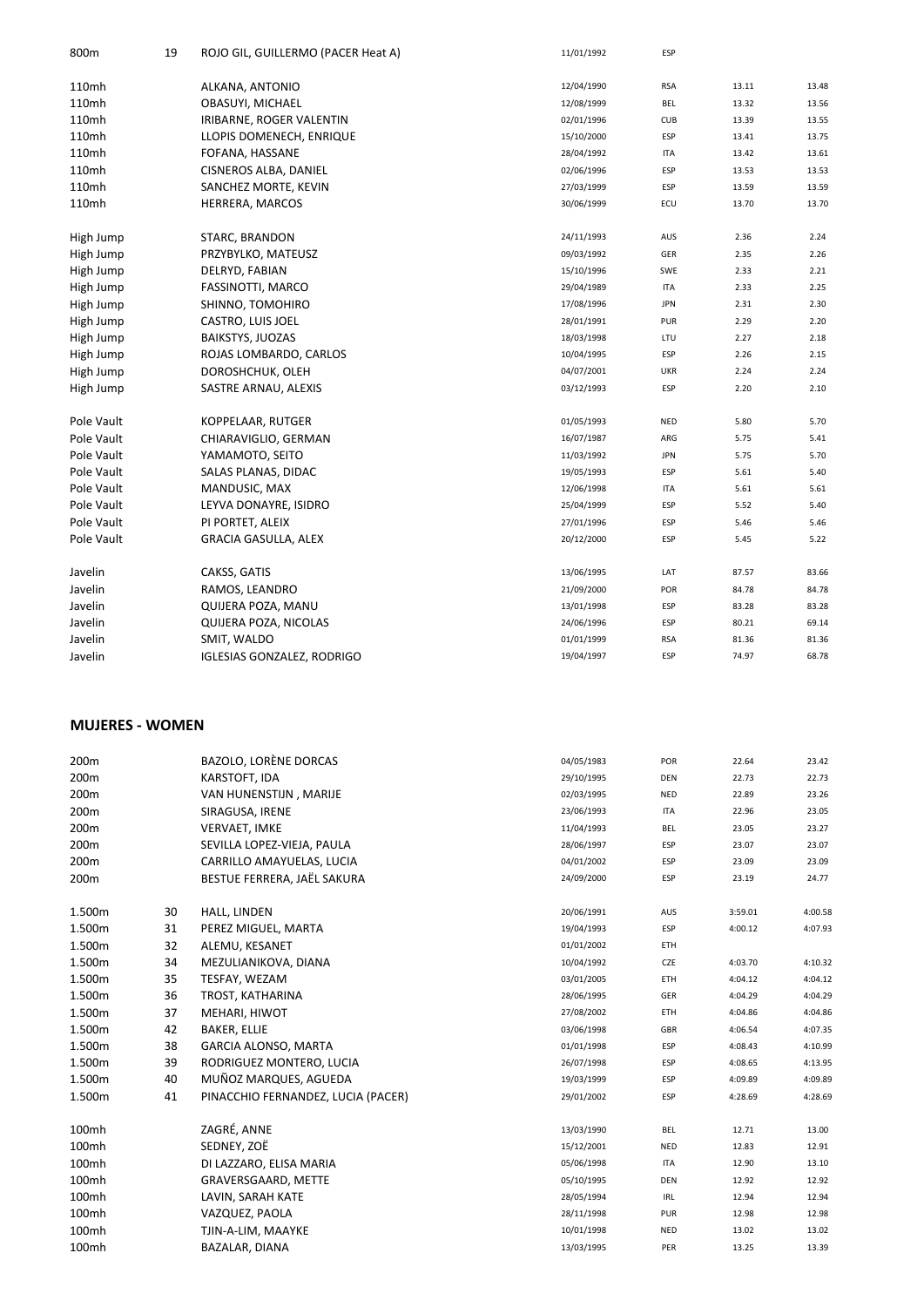| | | | | | | |
|---|---|---|---|---|---|---|
| 800m | 19 | ROJO GIL, GUILLERMO (PACER Heat A) | 11/01/1992 | ESP | | |
| | | | | | | |
| 110mh | | ALKANA, ANTONIO | 12/04/1990 | RSA | 13.11 | 13.48 |
| 110mh | | OBASUYI, MICHAEL | 12/08/1999 | BEL | 13.32 | 13.56 |
| 110mh | | IRIBARNE, ROGER VALENTIN | 02/01/1996 | CUB | 13.39 | 13.55 |
| 110mh | | LLOPIS DOMENECH, ENRIQUE | 15/10/2000 | ESP | 13.41 | 13.75 |
| 110mh | | FOFANA, HASSANE | 28/04/1992 | ITA | 13.42 | 13.61 |
| 110mh | | CISNEROS ALBA, DANIEL | 02/06/1996 | ESP | 13.53 | 13.53 |
| 110mh | | SANCHEZ MORTE, KEVIN | 27/03/1999 | ESP | 13.59 | 13.59 |
| 110mh | | HERRERA, MARCOS | 30/06/1999 | ECU | 13.70 | 13.70 |
| | | | | | | |
| High Jump | | STARC, BRANDON | 24/11/1993 | AUS | 2.36 | 2.24 |
| High Jump | | PRZYBYLKO, MATEUSZ | 09/03/1992 | GER | 2.35 | 2.26 |
| High Jump | | DELRYD, FABIAN | 15/10/1996 | SWE | 2.33 | 2.21 |
| High Jump | | FASSINOTTI, MARCO | 29/04/1989 | ITA | 2.33 | 2.25 |
| High Jump | | SHINNO, TOMOHIRO | 17/08/1996 | JPN | 2.31 | 2.30 |
| High Jump | | CASTRO, LUIS JOEL | 28/01/1991 | PUR | 2.29 | 2.20 |
| High Jump | | BAIKSTYS, JUOZAS | 18/03/1998 | LTU | 2.27 | 2.18 |
| High Jump | | ROJAS LOMBARDO, CARLOS | 10/04/1995 | ESP | 2.26 | 2.15 |
| High Jump | | DOROSHCHUK, OLEH | 04/07/2001 | UKR | 2.24 | 2.24 |
| High Jump | | SASTRE ARNAU, ALEXIS | 03/12/1993 | ESP | 2.20 | 2.10 |
| | | | | | | |
| Pole Vault | | KOPPELAAR, RUTGER | 01/05/1993 | NED | 5.80 | 5.70 |
| Pole Vault | | CHIARAVIGLIO, GERMAN | 16/07/1987 | ARG | 5.75 | 5.41 |
| Pole Vault | | YAMAMOTO, SEITO | 11/03/1992 | JPN | 5.75 | 5.70 |
| Pole Vault | | SALAS PLANAS, DIDAC | 19/05/1993 | ESP | 5.61 | 5.40 |
| Pole Vault | | MANDUSIC, MAX | 12/06/1998 | ITA | 5.61 | 5.61 |
| Pole Vault | | LEYVA DONAYRE, ISIDRO | 25/04/1999 | ESP | 5.52 | 5.40 |
| Pole Vault | | PI PORTET, ALEIX | 27/01/1996 | ESP | 5.46 | 5.46 |
| Pole Vault | | GRACIA GASULLA, ALEX | 20/12/2000 | ESP | 5.45 | 5.22 |
| | | | | | | |
| Javelin | | CAKSS, GATIS | 13/06/1995 | LAT | 87.57 | 83.66 |
| Javelin | | RAMOS, LEANDRO | 21/09/2000 | POR | 84.78 | 84.78 |
| Javelin | | QUIJERA POZA, MANU | 13/01/1998 | ESP | 83.28 | 83.28 |
| Javelin | | QUIJERA POZA, NICOLAS | 24/06/1996 | ESP | 80.21 | 69.14 |
| Javelin | | SMIT, WALDO | 01/01/1999 | RSA | 81.36 | 81.36 |
| Javelin | | IGLESIAS GONZALEZ, RODRIGO | 19/04/1997 | ESP | 74.97 | 68.78 |

## MUJERES - WOMEN

| | | | | | | |
|---|---|---|---|---|---|---|
| 200m | | BAZOLO, LORÈNE DORCAS | 04/05/1983 | POR | 22.64 | 23.42 |
| 200m | | KARSTOFT, IDA | 29/10/1995 | DEN | 22.73 | 22.73 |
| 200m | | VAN HUNENSTIJN , MARIJE | 02/03/1995 | NED | 22.89 | 23.26 |
| 200m | | SIRAGUSA, IRENE | 23/06/1993 | ITA | 22.96 | 23.05 |
| 200m | | VERVAET, IMKE | 11/04/1993 | BEL | 23.05 | 23.27 |
| 200m | | SEVILLA LOPEZ-VIEJA, PAULA | 28/06/1997 | ESP | 23.07 | 23.07 |
| 200m | | CARRILLO AMAYUELAS, LUCIA | 04/01/2002 | ESP | 23.09 | 23.09 |
| 200m | | BESTUE FERRERA, JAËL SAKURA | 24/09/2000 | ESP | 23.19 | 24.77 |
| | | | | | | |
| 1.500m | 30 | HALL, LINDEN | 20/06/1991 | AUS | 3:59.01 | 4:00.58 |
| 1.500m | 31 | PEREZ MIGUEL, MARTA | 19/04/1993 | ESP | 4:00.12 | 4:07.93 |
| 1.500m | 32 | ALEMU, KESANET | 01/01/2002 | ETH | | |
| 1.500m | 34 | MEZULIANIKOVA, DIANA | 10/04/1992 | CZE | 4:03.70 | 4:10.32 |
| 1.500m | 35 | TESFAY, WEZAM | 03/01/2005 | ETH | 4:04.12 | 4:04.12 |
| 1.500m | 36 | TROST, KATHARINA | 28/06/1995 | GER | 4:04.29 | 4:04.29 |
| 1.500m | 37 | MEHARI, HIWOT | 27/08/2002 | ETH | 4:04.86 | 4:04.86 |
| 1.500m | 42 | BAKER, ELLIE | 03/06/1998 | GBR | 4:06.54 | 4:07.35 |
| 1.500m | 38 | GARCIA ALONSO, MARTA | 01/01/1998 | ESP | 4:08.43 | 4:10.99 |
| 1.500m | 39 | RODRIGUEZ MONTERO, LUCIA | 26/07/1998 | ESP | 4:08.65 | 4:13.95 |
| 1.500m | 40 | MUÑOZ MARQUES, AGUEDA | 19/03/1999 | ESP | 4:09.89 | 4:09.89 |
| 1.500m | 41 | PINACCHIO FERNANDEZ, LUCIA (PACER) | 29/01/2002 | ESP | 4:28.69 | 4:28.69 |
| | | | | | | |
| 100mh | | ZAGRÉ, ANNE | 13/03/1990 | BEL | 12.71 | 13.00 |
| 100mh | | SEDNEY, ZOË | 15/12/2001 | NED | 12.83 | 12.91 |
| 100mh | | DI LAZZARO, ELISA MARIA | 05/06/1998 | ITA | 12.90 | 13.10 |
| 100mh | | GRAVERSGAARD, METTE | 05/10/1995 | DEN | 12.92 | 12.92 |
| 100mh | | LAVIN, SARAH KATE | 28/05/1994 | IRL | 12.94 | 12.94 |
| 100mh | | VAZQUEZ, PAOLA | 28/11/1998 | PUR | 12.98 | 12.98 |
| 100mh | | TJIN-A-LIM, MAAYKE | 10/01/1998 | NED | 13.02 | 13.02 |
| 100mh | | BAZALAR, DIANA | 13/03/1995 | PER | 13.25 | 13.39 |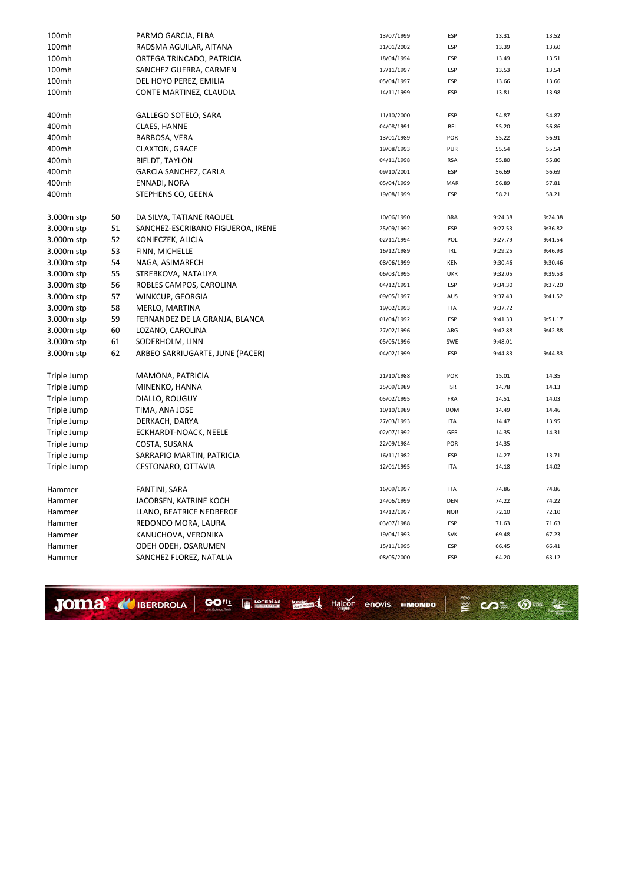| | | | | | | |
|---|---|---|---|---|---|---|
| 100mh | | PARMO GARCIA, ELBA | 13/07/1999 | ESP | 13.31 | 13.52 |
| 100mh | | RADSMA AGUILAR, AITANA | 31/01/2002 | ESP | 13.39 | 13.60 |
| 100mh | | ORTEGA TRINCADO, PATRICIA | 18/04/1994 | ESP | 13.49 | 13.51 |
| 100mh | | SANCHEZ GUERRA, CARMEN | 17/11/1997 | ESP | 13.53 | 13.54 |
| 100mh | | DEL HOYO PEREZ, EMILIA | 05/04/1997 | ESP | 13.66 | 13.66 |
| 100mh | | CONTE MARTINEZ, CLAUDIA | 14/11/1999 | ESP | 13.81 | 13.98 |
| | | | | | | |
| 400mh | | GALLEGO SOTELO, SARA | 11/10/2000 | ESP | 54.87 | 54.87 |
| 400mh | | CLAES, HANNE | 04/08/1991 | BEL | 55.20 | 56.86 |
| 400mh | | BARBOSA, VERA | 13/01/1989 | POR | 55.22 | 56.91 |
| 400mh | | CLAXTON, GRACE | 19/08/1993 | PUR | 55.54 | 55.54 |
| 400mh | | BIELDT, TAYLON | 04/11/1998 | RSA | 55.80 | 55.80 |
| 400mh | | GARCIA SANCHEZ, CARLA | 09/10/2001 | ESP | 56.69 | 56.69 |
| 400mh | | ENNADI, NORA | 05/04/1999 | MAR | 56.89 | 57.81 |
| 400mh | | STEPHENS CO, GEENA | 19/08/1999 | ESP | 58.21 | 58.21 |
| | | | | | | |
| 3.000m stp | 50 | DA SILVA, TATIANE RAQUEL | 10/06/1990 | BRA | 9:24.38 | 9:24.38 |
| 3.000m stp | 51 | SANCHEZ-ESCRIBANO FIGUEROA, IRENE | 25/09/1992 | ESP | 9:27.53 | 9:36.82 |
| 3.000m stp | 52 | KONIECZEK, ALICJA | 02/11/1994 | POL | 9:27.79 | 9:41.54 |
| 3.000m stp | 53 | FINN, MICHELLE | 16/12/1989 | IRL | 9:29.25 | 9:46.93 |
| 3.000m stp | 54 | NAGA, ASIMARECH | 08/06/1999 | KEN | 9:30.46 | 9:30.46 |
| 3.000m stp | 55 | STREBKOVA, NATALIYA | 06/03/1995 | UKR | 9:32.05 | 9:39.53 |
| 3.000m stp | 56 | ROBLES CAMPOS, CAROLINA | 04/12/1991 | ESP | 9:34.30 | 9:37.20 |
| 3.000m stp | 57 | WINKCUP, GEORGIA | 09/05/1997 | AUS | 9:37.43 | 9:41.52 |
| 3.000m stp | 58 | MERLO, MARTINA | 19/02/1993 | ITA | 9:37.72 | |
| 3.000m stp | 59 | FERNANDEZ DE LA GRANJA, BLANCA | 01/04/1992 | ESP | 9:41.33 | 9:51.17 |
| 3.000m stp | 60 | LOZANO, CAROLINA | 27/02/1996 | ARG | 9:42.88 | 9:42.88 |
| 3.000m stp | 61 | SODERHOLM, LINN | 05/05/1996 | SWE | 9:48.01 | |
| 3.000m stp | 62 | ARBEO SARRIUGARTE, JUNE (PACER) | 04/02/1999 | ESP | 9:44.83 | 9:44.83 |
| | | | | | | |
| Triple Jump | | MAMONA, PATRICIA | 21/10/1988 | POR | 15.01 | 14.35 |
| Triple Jump | | MINENKO, HANNA | 25/09/1989 | ISR | 14.78 | 14.13 |
| Triple Jump | | DIALLO, ROUGUY | 05/02/1995 | FRA | 14.51 | 14.03 |
| Triple Jump | | TIMA, ANA JOSE | 10/10/1989 | DOM | 14.49 | 14.46 |
| Triple Jump | | DERKACH, DARYA | 27/03/1993 | ITA | 14.47 | 13.95 |
| Triple Jump | | ECKHARDT-NOACK, NEELE | 02/07/1992 | GER | 14.35 | 14.31 |
| Triple Jump | | COSTA, SUSANA | 22/09/1984 | POR | 14.35 | |
| Triple Jump | | SARRAPIO MARTIN, PATRICIA | 16/11/1982 | ESP | 14.27 | 13.71 |
| Triple Jump | | CESTONARO, OTTAVIA | 12/01/1995 | ITA | 14.18 | 14.02 |
| | | | | | | |
| Hammer | | FANTINI, SARA | 16/09/1997 | ITA | 74.86 | 74.86 |
| Hammer | | JACOBSEN, KATRINE KOCH | 24/06/1999 | DEN | 74.22 | 74.22 |
| Hammer | | LLANO, BEATRICE NEDBERGE | 14/12/1997 | NOR | 72.10 | 72.10 |
| Hammer | | REDONDO MORA, LAURA | 03/07/1988 | ESP | 71.63 | 71.63 |
| Hammer | | KANUCHOVA, VERONIKA | 19/04/1993 | SVK | 69.48 | 67.23 |
| Hammer | | ODEH ODEH, OSARUMEN | 15/11/1995 | ESP | 66.45 | 66.41 |
| Hammer | | SANCHEZ FLOREZ, NATALIA | 08/05/2000 | ESP | 64.20 | 63.12 |